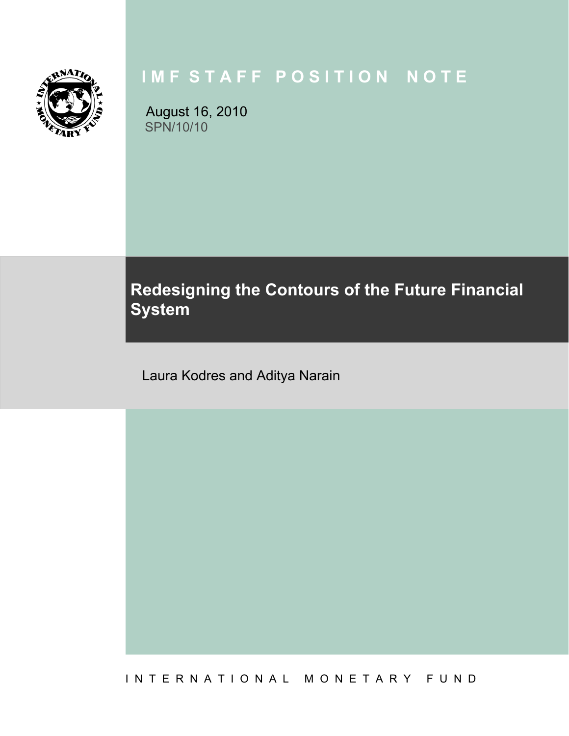# IMF STAFF POSITION NOTE

August 16, 2010
SPN/10/10

## Redesigning the Contours of the Future Financial System

Laura Kodres and Aditya Narain

INTERNATIONAL MONETARY FUND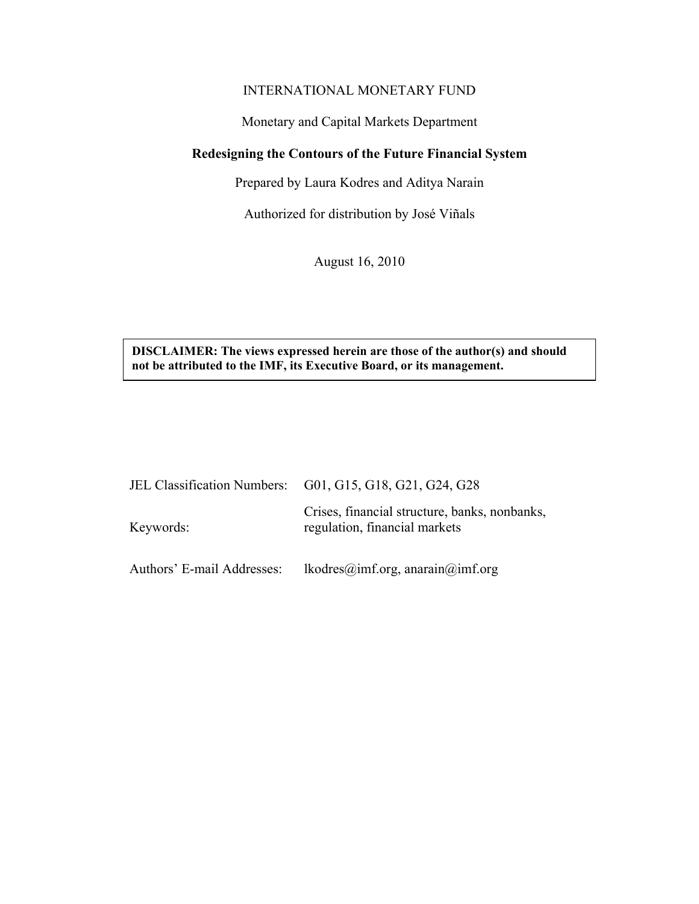INTERNATIONAL MONETARY FUND

Monetary and Capital Markets Department

**Redesigning the Contours of the Future Financial System**

Prepared by Laura Kodres and Aditya Narain

Authorized for distribution by José Viñals

August 16, 2010

> **DISCLAIMER: The views expressed herein are those of the author(s) and should not be attributed to the IMF, its Executive Board, or its management.**

| | |
|---|---|
| JEL Classification Numbers: | G01, G15, G18, G21, G24, G28 |
| Keywords: | Crises, financial structure, banks, nonbanks, regulation, financial markets |
| Authors' E-mail Addresses: | lkodres@imf.org, anarain@imf.org |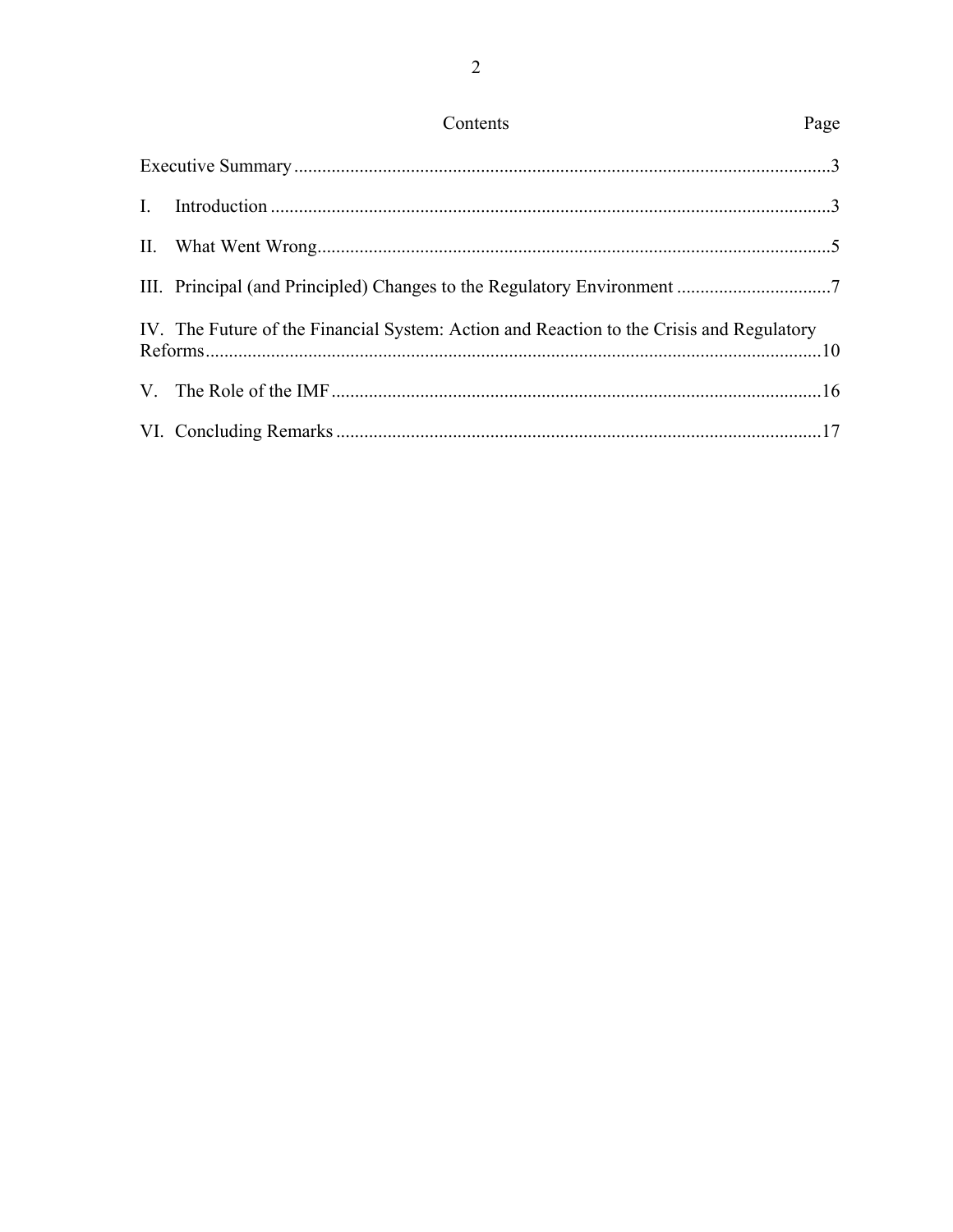## Contents

| | Page |
|---|---|
| Executive Summary | 3 |
| I. Introduction | 3 |
| II. What Went Wrong | 5 |
| III. Principal (and Principled) Changes to the Regulatory Environment | 7 |
| IV. The Future of the Financial System: Action and Reaction to the Crisis and Regulatory Reforms | 10 |
| V. The Role of the IMF | 16 |
| VI. Concluding Remarks | 17 |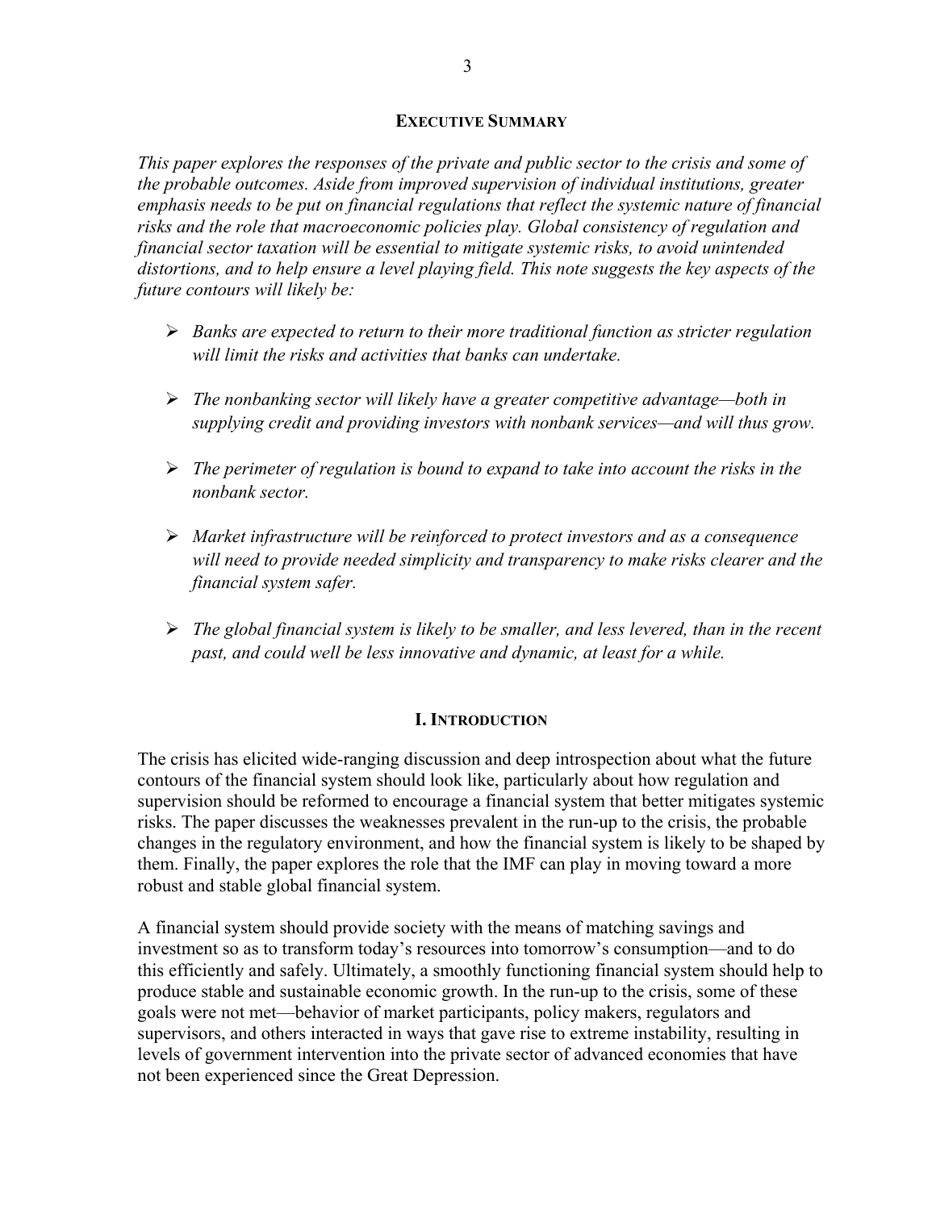## EXECUTIVE SUMMARY

*This paper explores the responses of the private and public sector to the crisis and some of the probable outcomes. Aside from improved supervision of individual institutions, greater emphasis needs to be put on financial regulations that reflect the systemic nature of financial risks and the role that macroeconomic policies play. Global consistency of regulation and financial sector taxation will be essential to mitigate systemic risks, to avoid unintended distortions, and to help ensure a level playing field. This note suggests the key aspects of the future contours will likely be:*

- *Banks are expected to return to their more traditional function as stricter regulation will limit the risks and activities that banks can undertake.*
- *The nonbanking sector will likely have a greater competitive advantage—both in supplying credit and providing investors with nonbank services—and will thus grow.*
- *The perimeter of regulation is bound to expand to take into account the risks in the nonbank sector.*
- *Market infrastructure will be reinforced to protect investors and as a consequence will need to provide needed simplicity and transparency to make risks clearer and the financial system safer.*
- *The global financial system is likely to be smaller, and less levered, than in the recent past, and could well be less innovative and dynamic, at least for a while.*

## I. INTRODUCTION

The crisis has elicited wide-ranging discussion and deep introspection about what the future contours of the financial system should look like, particularly about how regulation and supervision should be reformed to encourage a financial system that better mitigates systemic risks. The paper discusses the weaknesses prevalent in the run-up to the crisis, the probable changes in the regulatory environment, and how the financial system is likely to be shaped by them. Finally, the paper explores the role that the IMF can play in moving toward a more robust and stable global financial system.

A financial system should provide society with the means of matching savings and investment so as to transform today's resources into tomorrow's consumption—and to do this efficiently and safely. Ultimately, a smoothly functioning financial system should help to produce stable and sustainable economic growth. In the run-up to the crisis, some of these goals were not met—behavior of market participants, policy makers, regulators and supervisors, and others interacted in ways that gave rise to extreme instability, resulting in levels of government intervention into the private sector of advanced economies that have not been experienced since the Great Depression.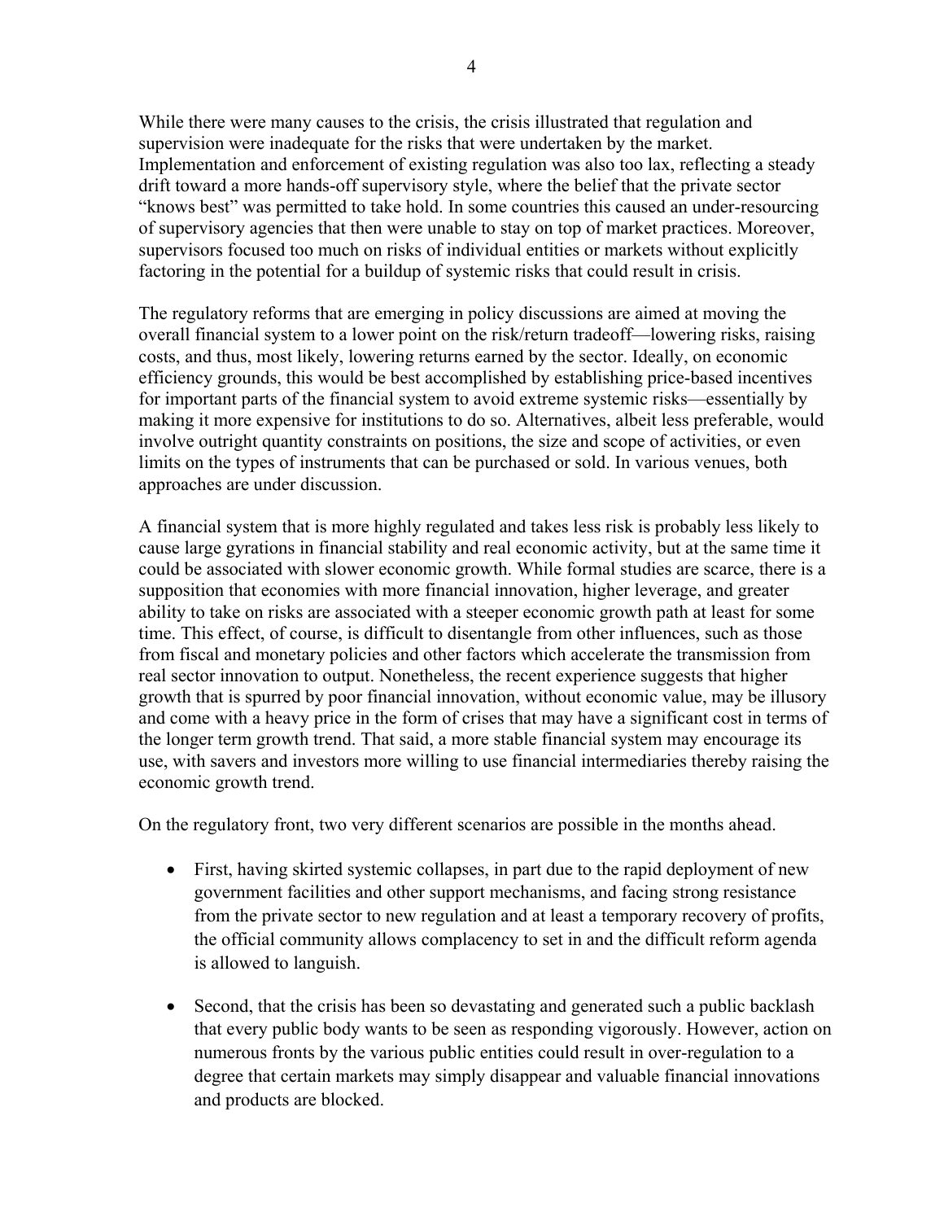While there were many causes to the crisis, the crisis illustrated that regulation and supervision were inadequate for the risks that were undertaken by the market. Implementation and enforcement of existing regulation was also too lax, reflecting a steady drift toward a more hands-off supervisory style, where the belief that the private sector "knows best" was permitted to take hold. In some countries this caused an under-resourcing of supervisory agencies that then were unable to stay on top of market practices. Moreover, supervisors focused too much on risks of individual entities or markets without explicitly factoring in the potential for a buildup of systemic risks that could result in crisis.

The regulatory reforms that are emerging in policy discussions are aimed at moving the overall financial system to a lower point on the risk/return tradeoff—lowering risks, raising costs, and thus, most likely, lowering returns earned by the sector. Ideally, on economic efficiency grounds, this would be best accomplished by establishing price-based incentives for important parts of the financial system to avoid extreme systemic risks—essentially by making it more expensive for institutions to do so. Alternatives, albeit less preferable, would involve outright quantity constraints on positions, the size and scope of activities, or even limits on the types of instruments that can be purchased or sold. In various venues, both approaches are under discussion.

A financial system that is more highly regulated and takes less risk is probably less likely to cause large gyrations in financial stability and real economic activity, but at the same time it could be associated with slower economic growth. While formal studies are scarce, there is a supposition that economies with more financial innovation, higher leverage, and greater ability to take on risks are associated with a steeper economic growth path at least for some time. This effect, of course, is difficult to disentangle from other influences, such as those from fiscal and monetary policies and other factors which accelerate the transmission from real sector innovation to output. Nonetheless, the recent experience suggests that higher growth that is spurred by poor financial innovation, without economic value, may be illusory and come with a heavy price in the form of crises that may have a significant cost in terms of the longer term growth trend. That said, a more stable financial system may encourage its use, with savers and investors more willing to use financial intermediaries thereby raising the economic growth trend.

On the regulatory front, two very different scenarios are possible in the months ahead.

- First, having skirted systemic collapses, in part due to the rapid deployment of new government facilities and other support mechanisms, and facing strong resistance from the private sector to new regulation and at least a temporary recovery of profits, the official community allows complacency to set in and the difficult reform agenda is allowed to languish.

- Second, that the crisis has been so devastating and generated such a public backlash that every public body wants to be seen as responding vigorously. However, action on numerous fronts by the various public entities could result in over-regulation to a degree that certain markets may simply disappear and valuable financial innovations and products are blocked.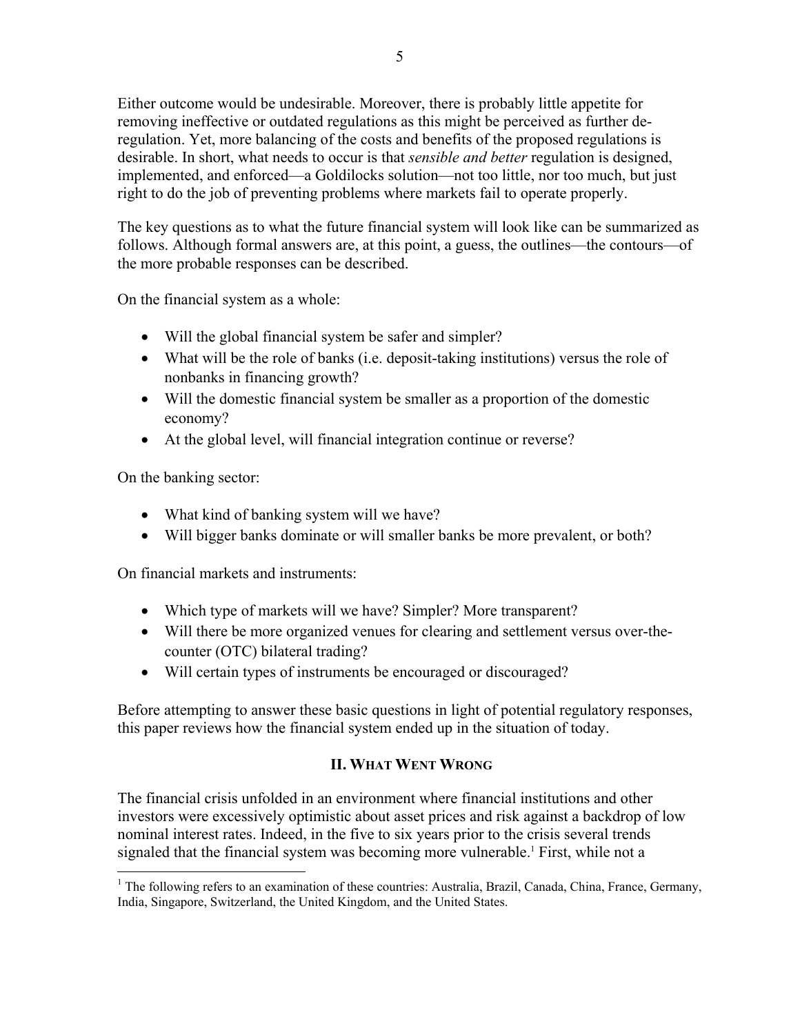Either outcome would be undesirable. Moreover, there is probably little appetite for removing ineffective or outdated regulations as this might be perceived as further de-regulation. Yet, more balancing of the costs and benefits of the proposed regulations is desirable. In short, what needs to occur is that *sensible and better* regulation is designed, implemented, and enforced—a Goldilocks solution—not too little, nor too much, but just right to do the job of preventing problems where markets fail to operate properly.

The key questions as to what the future financial system will look like can be summarized as follows. Although formal answers are, at this point, a guess, the outlines—the contours—of the more probable responses can be described.

On the financial system as a whole:

- Will the global financial system be safer and simpler?
- What will be the role of banks (i.e. deposit-taking institutions) versus the role of nonbanks in financing growth?
- Will the domestic financial system be smaller as a proportion of the domestic economy?
- At the global level, will financial integration continue or reverse?

On the banking sector:

- What kind of banking system will we have?
- Will bigger banks dominate or will smaller banks be more prevalent, or both?

On financial markets and instruments:

- Which type of markets will we have? Simpler? More transparent?
- Will there be more organized venues for clearing and settlement versus over-the-counter (OTC) bilateral trading?
- Will certain types of instruments be encouraged or discouraged?

Before attempting to answer these basic questions in light of potential regulatory responses, this paper reviews how the financial system ended up in the situation of today.

## II. What Went Wrong

The financial crisis unfolded in an environment where financial institutions and other investors were excessively optimistic about asset prices and risk against a backdrop of low nominal interest rates. Indeed, in the five to six years prior to the crisis several trends signaled that the financial system was becoming more vulnerable.[1] First, while not a

[1] The following refers to an examination of these countries: Australia, Brazil, Canada, China, France, Germany, India, Singapore, Switzerland, the United Kingdom, and the United States.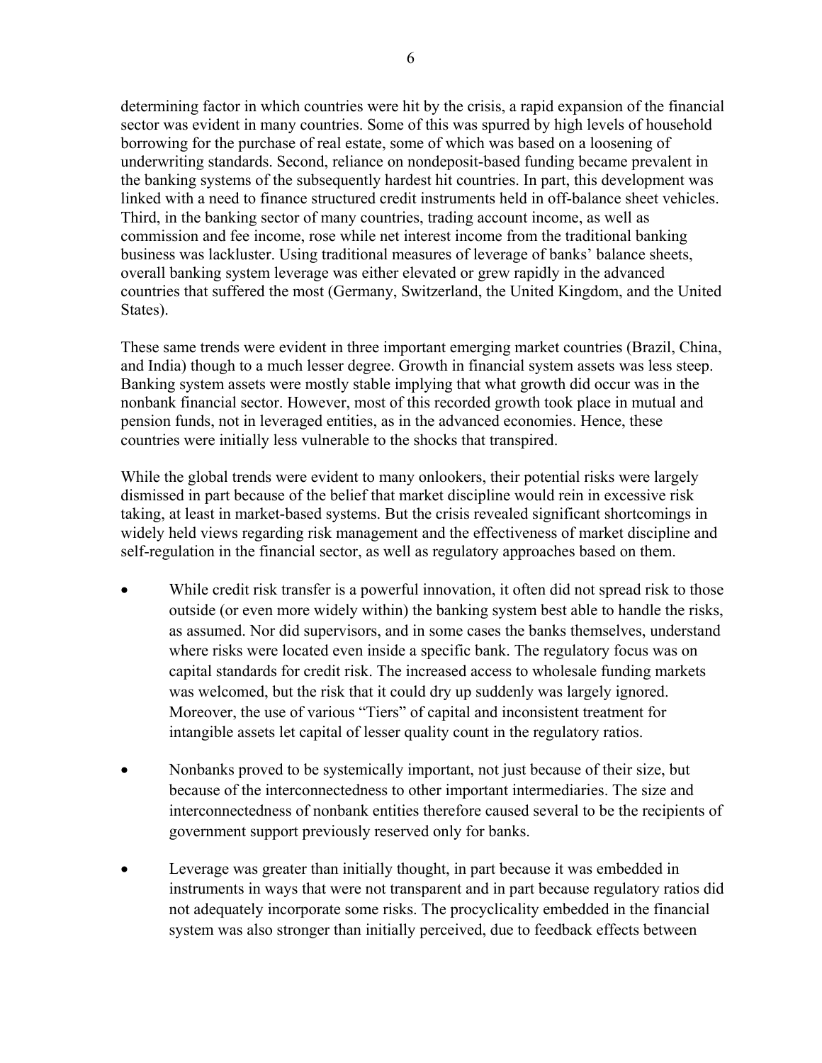determining factor in which countries were hit by the crisis, a rapid expansion of the financial sector was evident in many countries. Some of this was spurred by high levels of household borrowing for the purchase of real estate, some of which was based on a loosening of underwriting standards. Second, reliance on nondeposit-based funding became prevalent in the banking systems of the subsequently hardest hit countries. In part, this development was linked with a need to finance structured credit instruments held in off-balance sheet vehicles. Third, in the banking sector of many countries, trading account income, as well as commission and fee income, rose while net interest income from the traditional banking business was lackluster. Using traditional measures of leverage of banks' balance sheets, overall banking system leverage was either elevated or grew rapidly in the advanced countries that suffered the most (Germany, Switzerland, the United Kingdom, and the United States).

These same trends were evident in three important emerging market countries (Brazil, China, and India) though to a much lesser degree. Growth in financial system assets was less steep. Banking system assets were mostly stable implying that what growth did occur was in the nonbank financial sector. However, most of this recorded growth took place in mutual and pension funds, not in leveraged entities, as in the advanced economies. Hence, these countries were initially less vulnerable to the shocks that transpired.

While the global trends were evident to many onlookers, their potential risks were largely dismissed in part because of the belief that market discipline would rein in excessive risk taking, at least in market-based systems. But the crisis revealed significant shortcomings in widely held views regarding risk management and the effectiveness of market discipline and self-regulation in the financial sector, as well as regulatory approaches based on them.

- While credit risk transfer is a powerful innovation, it often did not spread risk to those outside (or even more widely within) the banking system best able to handle the risks, as assumed. Nor did supervisors, and in some cases the banks themselves, understand where risks were located even inside a specific bank. The regulatory focus was on capital standards for credit risk. The increased access to wholesale funding markets was welcomed, but the risk that it could dry up suddenly was largely ignored. Moreover, the use of various "Tiers" of capital and inconsistent treatment for intangible assets let capital of lesser quality count in the regulatory ratios.

- Nonbanks proved to be systemically important, not just because of their size, but because of the interconnectedness to other important intermediaries. The size and interconnectedness of nonbank entities therefore caused several to be the recipients of government support previously reserved only for banks.

- Leverage was greater than initially thought, in part because it was embedded in instruments in ways that were not transparent and in part because regulatory ratios did not adequately incorporate some risks. The procyclicality embedded in the financial system was also stronger than initially perceived, due to feedback effects between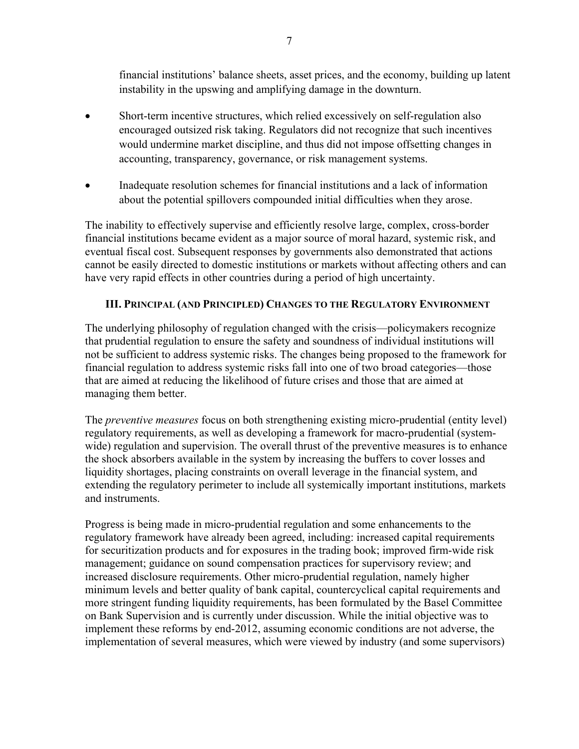financial institutions' balance sheets, asset prices, and the economy, building up latent instability in the upswing and amplifying damage in the downturn.

- Short-term incentive structures, which relied excessively on self-regulation also encouraged outsized risk taking. Regulators did not recognize that such incentives would undermine market discipline, and thus did not impose offsetting changes in accounting, transparency, governance, or risk management systems.
- Inadequate resolution schemes for financial institutions and a lack of information about the potential spillovers compounded initial difficulties when they arose.

The inability to effectively supervise and efficiently resolve large, complex, cross-border financial institutions became evident as a major source of moral hazard, systemic risk, and eventual fiscal cost. Subsequent responses by governments also demonstrated that actions cannot be easily directed to domestic institutions or markets without affecting others and can have very rapid effects in other countries during a period of high uncertainty.

## III. Principal (and Principled) Changes to the Regulatory Environment

The underlying philosophy of regulation changed with the crisis—policymakers recognize that prudential regulation to ensure the safety and soundness of individual institutions will not be sufficient to address systemic risks. The changes being proposed to the framework for financial regulation to address systemic risks fall into one of two broad categories—those that are aimed at reducing the likelihood of future crises and those that are aimed at managing them better.

The *preventive measures* focus on both strengthening existing micro-prudential (entity level) regulatory requirements, as well as developing a framework for macro-prudential (system-wide) regulation and supervision. The overall thrust of the preventive measures is to enhance the shock absorbers available in the system by increasing the buffers to cover losses and liquidity shortages, placing constraints on overall leverage in the financial system, and extending the regulatory perimeter to include all systemically important institutions, markets and instruments.

Progress is being made in micro-prudential regulation and some enhancements to the regulatory framework have already been agreed, including: increased capital requirements for securitization products and for exposures in the trading book; improved firm-wide risk management; guidance on sound compensation practices for supervisory review; and increased disclosure requirements. Other micro-prudential regulation, namely higher minimum levels and better quality of bank capital, countercyclical capital requirements and more stringent funding liquidity requirements, has been formulated by the Basel Committee on Bank Supervision and is currently under discussion. While the initial objective was to implement these reforms by end-2012, assuming economic conditions are not adverse, the implementation of several measures, which were viewed by industry (and some supervisors)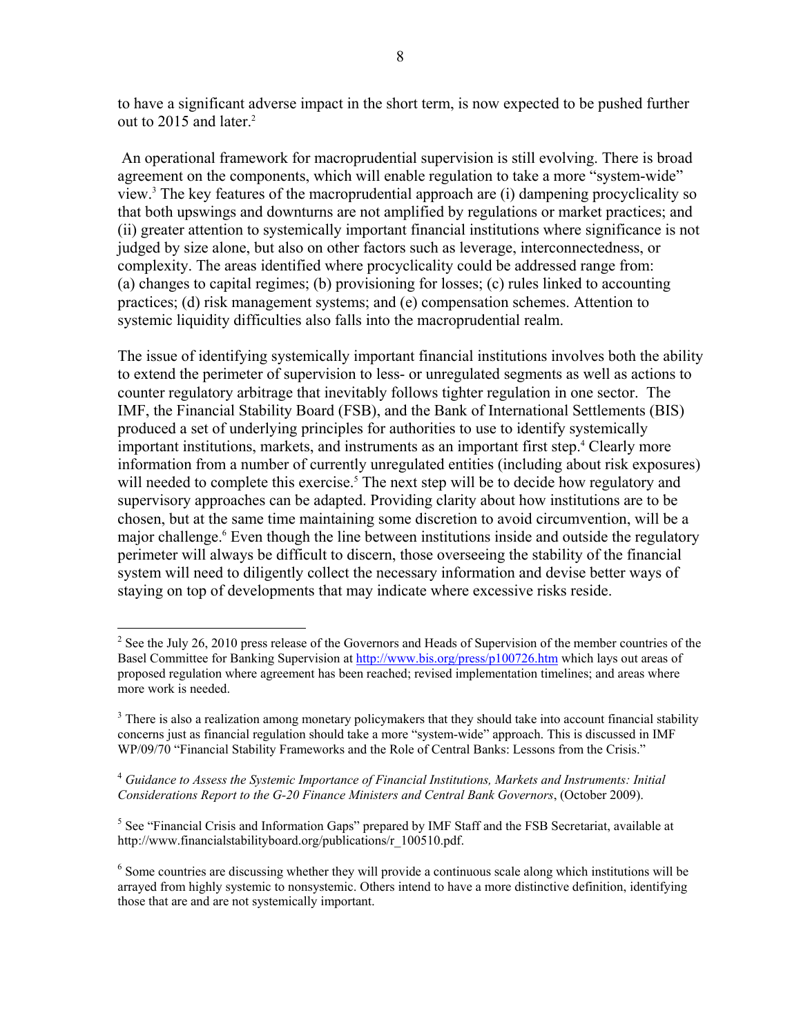to have a significant adverse impact in the short term, is now expected to be pushed further out to 2015 and later.[2]

An operational framework for macroprudential supervision is still evolving. There is broad agreement on the components, which will enable regulation to take a more "system-wide" view.[3] The key features of the macroprudential approach are (i) dampening procyclicality so that both upswings and downturns are not amplified by regulations or market practices; and (ii) greater attention to systemically important financial institutions where significance is not judged by size alone, but also on other factors such as leverage, interconnectedness, or complexity. The areas identified where procyclicality could be addressed range from: (a) changes to capital regimes; (b) provisioning for losses; (c) rules linked to accounting practices; (d) risk management systems; and (e) compensation schemes. Attention to systemic liquidity difficulties also falls into the macroprudential realm.

The issue of identifying systemically important financial institutions involves both the ability to extend the perimeter of supervision to less- or unregulated segments as well as actions to counter regulatory arbitrage that inevitably follows tighter regulation in one sector. The IMF, the Financial Stability Board (FSB), and the Bank of International Settlements (BIS) produced a set of underlying principles for authorities to use to identify systemically important institutions, markets, and instruments as an important first step.[4] Clearly more information from a number of currently unregulated entities (including about risk exposures) will needed to complete this exercise.[5] The next step will be to decide how regulatory and supervisory approaches can be adapted. Providing clarity about how institutions are to be chosen, but at the same time maintaining some discretion to avoid circumvention, will be a major challenge.[6] Even though the line between institutions inside and outside the regulatory perimeter will always be difficult to discern, those overseeing the stability of the financial system will need to diligently collect the necessary information and devise better ways of staying on top of developments that may indicate where excessive risks reside.

---

[2] See the July 26, 2010 press release of the Governors and Heads of Supervision of the member countries of the Basel Committee for Banking Supervision at http://www.bis.org/press/p100726.htm which lays out areas of proposed regulation where agreement has been reached; revised implementation timelines; and areas where more work is needed.

[3] There is also a realization among monetary policymakers that they should take into account financial stability concerns just as financial regulation should take a more "system-wide" approach. This is discussed in IMF WP/09/70 "Financial Stability Frameworks and the Role of Central Banks: Lessons from the Crisis."

[4] *Guidance to Assess the Systemic Importance of Financial Institutions, Markets and Instruments: Initial Considerations Report to the G-20 Finance Ministers and Central Bank Governors*, (October 2009).

[5] See "Financial Crisis and Information Gaps" prepared by IMF Staff and the FSB Secretariat, available at http://www.financialstabilityboard.org/publications/r_100510.pdf.

[6] Some countries are discussing whether they will provide a continuous scale along which institutions will be arrayed from highly systemic to nonsystemic. Others intend to have a more distinctive definition, identifying those that are and are not systemically important.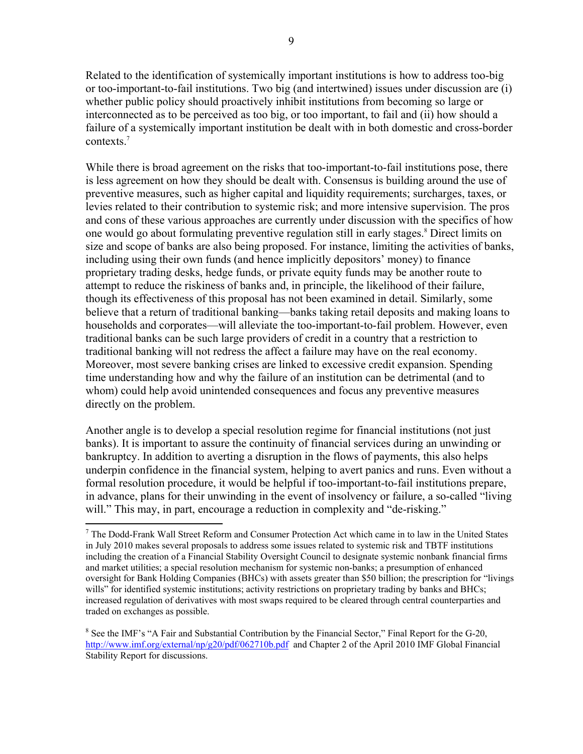Related to the identification of systemically important institutions is how to address too-big or too-important-to-fail institutions. Two big (and intertwined) issues under discussion are (i) whether public policy should proactively inhibit institutions from becoming so large or interconnected as to be perceived as too big, or too important, to fail and (ii) how should a failure of a systemically important institution be dealt with in both domestic and cross-border contexts.[7]

While there is broad agreement on the risks that too-important-to-fail institutions pose, there is less agreement on how they should be dealt with. Consensus is building around the use of preventive measures, such as higher capital and liquidity requirements; surcharges, taxes, or levies related to their contribution to systemic risk; and more intensive supervision. The pros and cons of these various approaches are currently under discussion with the specifics of how one would go about formulating preventive regulation still in early stages.[8] Direct limits on size and scope of banks are also being proposed. For instance, limiting the activities of banks, including using their own funds (and hence implicitly depositors' money) to finance proprietary trading desks, hedge funds, or private equity funds may be another route to attempt to reduce the riskiness of banks and, in principle, the likelihood of their failure, though its effectiveness of this proposal has not been examined in detail. Similarly, some believe that a return of traditional banking—banks taking retail deposits and making loans to households and corporates—will alleviate the too-important-to-fail problem. However, even traditional banks can be such large providers of credit in a country that a restriction to traditional banking will not redress the affect a failure may have on the real economy. Moreover, most severe banking crises are linked to excessive credit expansion. Spending time understanding how and why the failure of an institution can be detrimental (and to whom) could help avoid unintended consequences and focus any preventive measures directly on the problem.

Another angle is to develop a special resolution regime for financial institutions (not just banks). It is important to assure the continuity of financial services during an unwinding or bankruptcy. In addition to averting a disruption in the flows of payments, this also helps underpin confidence in the financial system, helping to avert panics and runs. Even without a formal resolution procedure, it would be helpful if too-important-to-fail institutions prepare, in advance, plans for their unwinding in the event of insolvency or failure, a so-called "living will." This may, in part, encourage a reduction in complexity and "de-risking."

---

[7] The Dodd-Frank Wall Street Reform and Consumer Protection Act which came in to law in the United States in July 2010 makes several proposals to address some issues related to systemic risk and TBTF institutions including the creation of a Financial Stability Oversight Council to designate systemic nonbank financial firms and market utilities; a special resolution mechanism for systemic non-banks; a presumption of enhanced oversight for Bank Holding Companies (BHCs) with assets greater than $50 billion; the prescription for "livings wills" for identified systemic institutions; activity restrictions on proprietary trading by banks and BHCs; increased regulation of derivatives with most swaps required to be cleared through central counterparties and traded on exchanges as possible.

[8] See the IMF's "A Fair and Substantial Contribution by the Financial Sector," Final Report for the G-20, http://www.imf.org/external/np/g20/pdf/062710b.pdf and Chapter 2 of the April 2010 IMF Global Financial Stability Report for discussions.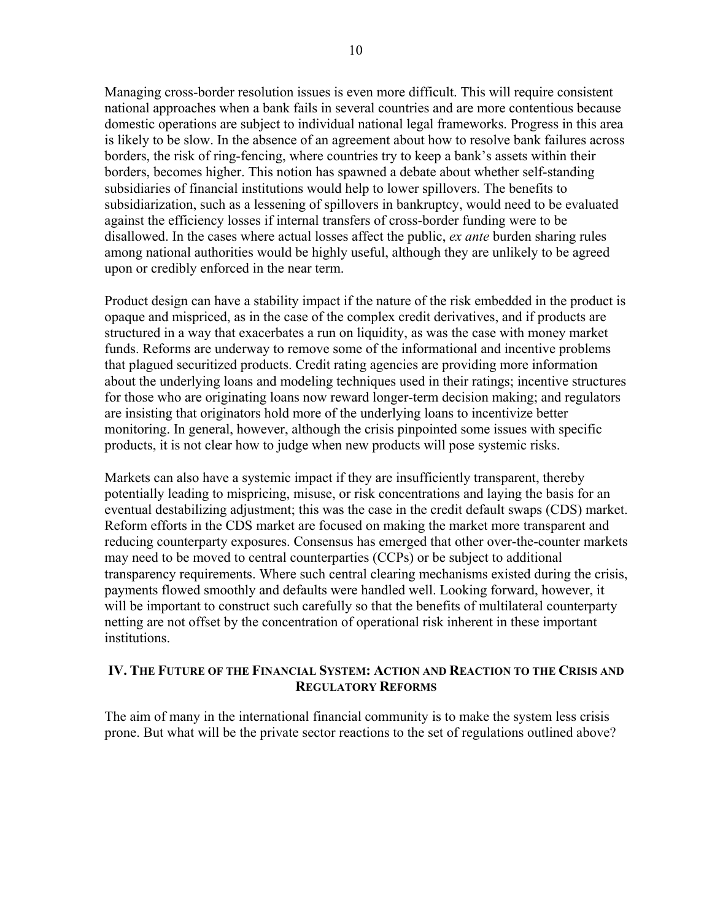Managing cross-border resolution issues is even more difficult. This will require consistent national approaches when a bank fails in several countries and are more contentious because domestic operations are subject to individual national legal frameworks. Progress in this area is likely to be slow. In the absence of an agreement about how to resolve bank failures across borders, the risk of ring-fencing, where countries try to keep a bank's assets within their borders, becomes higher. This notion has spawned a debate about whether self-standing subsidiaries of financial institutions would help to lower spillovers. The benefits to subsidiarization, such as a lessening of spillovers in bankruptcy, would need to be evaluated against the efficiency losses if internal transfers of cross-border funding were to be disallowed. In the cases where actual losses affect the public, *ex ante* burden sharing rules among national authorities would be highly useful, although they are unlikely to be agreed upon or credibly enforced in the near term.

Product design can have a stability impact if the nature of the risk embedded in the product is opaque and mispriced, as in the case of the complex credit derivatives, and if products are structured in a way that exacerbates a run on liquidity, as was the case with money market funds. Reforms are underway to remove some of the informational and incentive problems that plagued securitized products. Credit rating agencies are providing more information about the underlying loans and modeling techniques used in their ratings; incentive structures for those who are originating loans now reward longer-term decision making; and regulators are insisting that originators hold more of the underlying loans to incentivize better monitoring. In general, however, although the crisis pinpointed some issues with specific products, it is not clear how to judge when new products will pose systemic risks.

Markets can also have a systemic impact if they are insufficiently transparent, thereby potentially leading to mispricing, misuse, or risk concentrations and laying the basis for an eventual destabilizing adjustment; this was the case in the credit default swaps (CDS) market. Reform efforts in the CDS market are focused on making the market more transparent and reducing counterparty exposures. Consensus has emerged that other over-the-counter markets may need to be moved to central counterparties (CCPs) or be subject to additional transparency requirements. Where such central clearing mechanisms existed during the crisis, payments flowed smoothly and defaults were handled well. Looking forward, however, it will be important to construct such carefully so that the benefits of multilateral counterparty netting are not offset by the concentration of operational risk inherent in these important institutions.

## IV. The Future of the Financial System: Action and Reaction to the Crisis and Regulatory Reforms

The aim of many in the international financial community is to make the system less crisis prone. But what will be the private sector reactions to the set of regulations outlined above?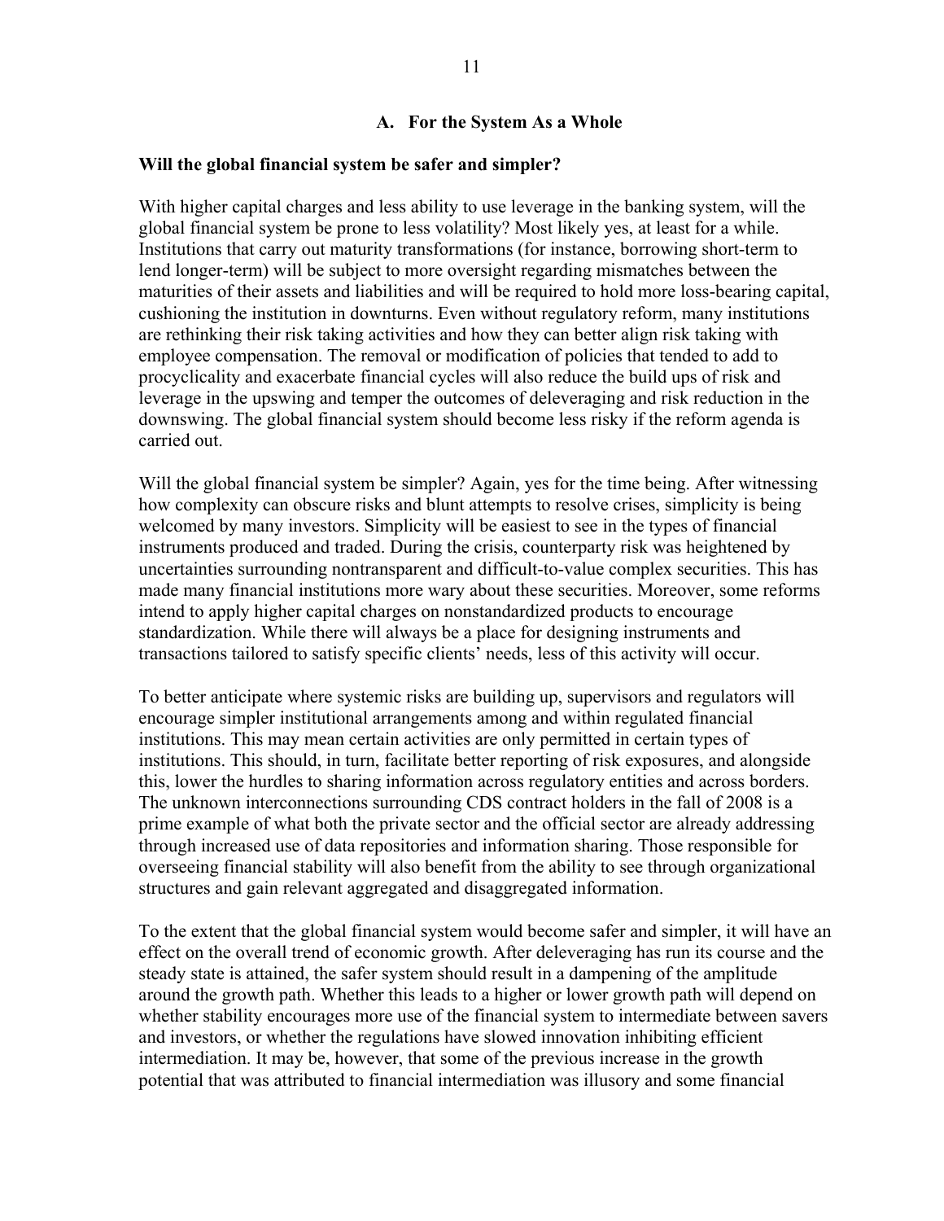## A. For the System As a Whole

**Will the global financial system be safer and simpler?**

With higher capital charges and less ability to use leverage in the banking system, will the global financial system be prone to less volatility? Most likely yes, at least for a while. Institutions that carry out maturity transformations (for instance, borrowing short-term to lend longer-term) will be subject to more oversight regarding mismatches between the maturities of their assets and liabilities and will be required to hold more loss-bearing capital, cushioning the institution in downturns. Even without regulatory reform, many institutions are rethinking their risk taking activities and how they can better align risk taking with employee compensation. The removal or modification of policies that tended to add to procyclicality and exacerbate financial cycles will also reduce the build ups of risk and leverage in the upswing and temper the outcomes of deleveraging and risk reduction in the downswing. The global financial system should become less risky if the reform agenda is carried out.

Will the global financial system be simpler? Again, yes for the time being. After witnessing how complexity can obscure risks and blunt attempts to resolve crises, simplicity is being welcomed by many investors. Simplicity will be easiest to see in the types of financial instruments produced and traded. During the crisis, counterparty risk was heightened by uncertainties surrounding nontransparent and difficult-to-value complex securities. This has made many financial institutions more wary about these securities. Moreover, some reforms intend to apply higher capital charges on nonstandardized products to encourage standardization. While there will always be a place for designing instruments and transactions tailored to satisfy specific clients' needs, less of this activity will occur.

To better anticipate where systemic risks are building up, supervisors and regulators will encourage simpler institutional arrangements among and within regulated financial institutions. This may mean certain activities are only permitted in certain types of institutions. This should, in turn, facilitate better reporting of risk exposures, and alongside this, lower the hurdles to sharing information across regulatory entities and across borders. The unknown interconnections surrounding CDS contract holders in the fall of 2008 is a prime example of what both the private sector and the official sector are already addressing through increased use of data repositories and information sharing. Those responsible for overseeing financial stability will also benefit from the ability to see through organizational structures and gain relevant aggregated and disaggregated information.

To the extent that the global financial system would become safer and simpler, it will have an effect on the overall trend of economic growth. After deleveraging has run its course and the steady state is attained, the safer system should result in a dampening of the amplitude around the growth path. Whether this leads to a higher or lower growth path will depend on whether stability encourages more use of the financial system to intermediate between savers and investors, or whether the regulations have slowed innovation inhibiting efficient intermediation. It may be, however, that some of the previous increase in the growth potential that was attributed to financial intermediation was illusory and some financial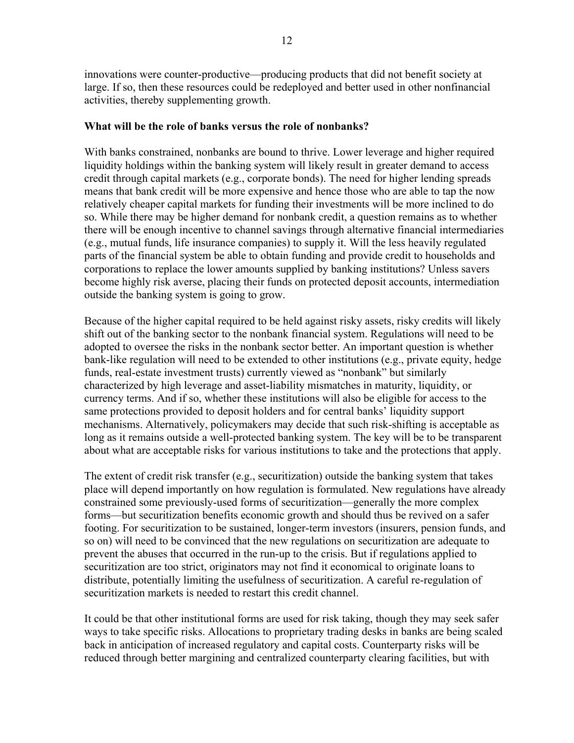innovations were counter-productive—producing products that did not benefit society at large. If so, then these resources could be redeployed and better used in other nonfinancial activities, thereby supplementing growth.

**What will be the role of banks versus the role of nonbanks?**

With banks constrained, nonbanks are bound to thrive. Lower leverage and higher required liquidity holdings within the banking system will likely result in greater demand to access credit through capital markets (e.g., corporate bonds). The need for higher lending spreads means that bank credit will be more expensive and hence those who are able to tap the now relatively cheaper capital markets for funding their investments will be more inclined to do so. While there may be higher demand for nonbank credit, a question remains as to whether there will be enough incentive to channel savings through alternative financial intermediaries (e.g., mutual funds, life insurance companies) to supply it. Will the less heavily regulated parts of the financial system be able to obtain funding and provide credit to households and corporations to replace the lower amounts supplied by banking institutions? Unless savers become highly risk averse, placing their funds on protected deposit accounts, intermediation outside the banking system is going to grow.

Because of the higher capital required to be held against risky assets, risky credits will likely shift out of the banking sector to the nonbank financial system. Regulations will need to be adopted to oversee the risks in the nonbank sector better. An important question is whether bank-like regulation will need to be extended to other institutions (e.g., private equity, hedge funds, real-estate investment trusts) currently viewed as "nonbank" but similarly characterized by high leverage and asset-liability mismatches in maturity, liquidity, or currency terms. And if so, whether these institutions will also be eligible for access to the same protections provided to deposit holders and for central banks' liquidity support mechanisms. Alternatively, policymakers may decide that such risk-shifting is acceptable as long as it remains outside a well-protected banking system. The key will be to be transparent about what are acceptable risks for various institutions to take and the protections that apply.

The extent of credit risk transfer (e.g., securitization) outside the banking system that takes place will depend importantly on how regulation is formulated. New regulations have already constrained some previously-used forms of securitization—generally the more complex forms—but securitization benefits economic growth and should thus be revived on a safer footing. For securitization to be sustained, longer-term investors (insurers, pension funds, and so on) will need to be convinced that the new regulations on securitization are adequate to prevent the abuses that occurred in the run-up to the crisis. But if regulations applied to securitization are too strict, originators may not find it economical to originate loans to distribute, potentially limiting the usefulness of securitization. A careful re-regulation of securitization markets is needed to restart this credit channel.

It could be that other institutional forms are used for risk taking, though they may seek safer ways to take specific risks. Allocations to proprietary trading desks in banks are being scaled back in anticipation of increased regulatory and capital costs. Counterparty risks will be reduced through better margining and centralized counterparty clearing facilities, but with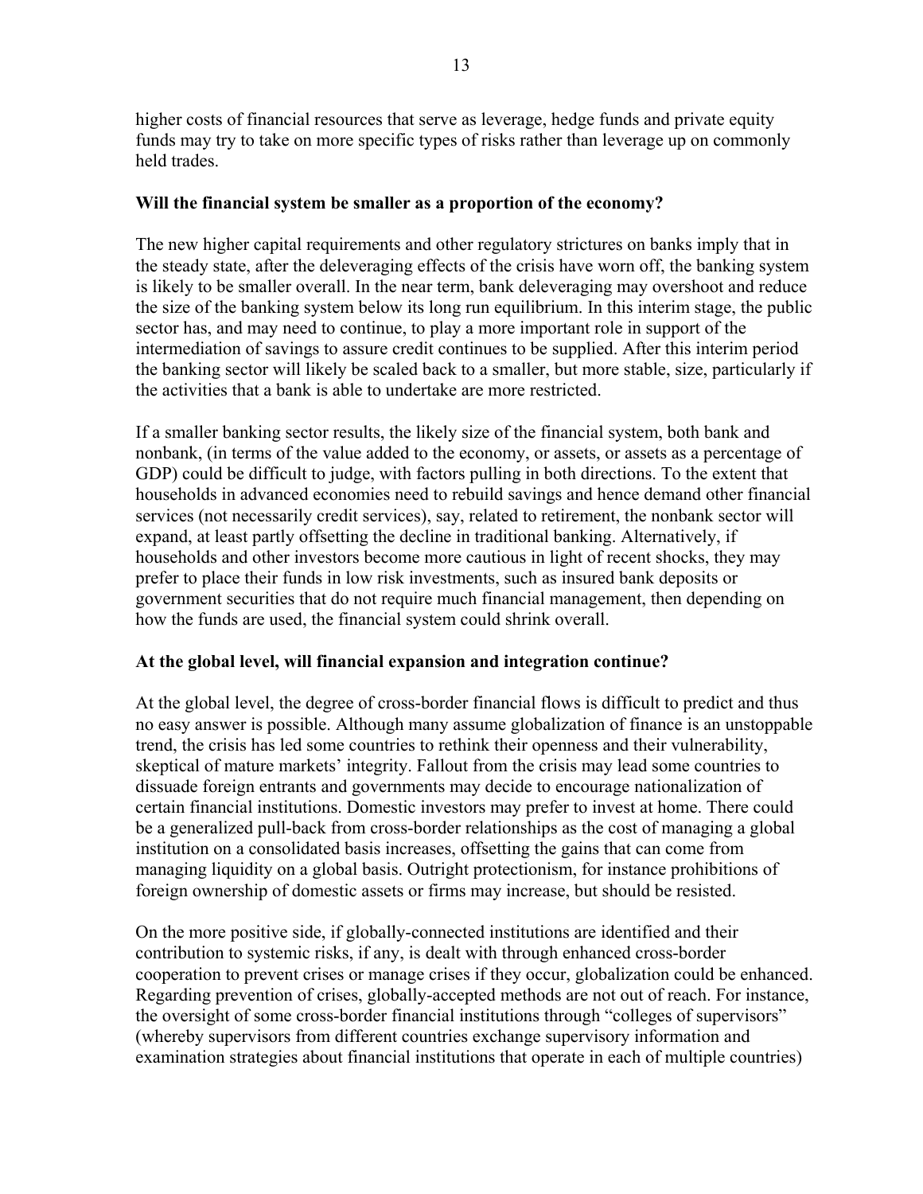higher costs of financial resources that serve as leverage, hedge funds and private equity funds may try to take on more specific types of risks rather than leverage up on commonly held trades.

**Will the financial system be smaller as a proportion of the economy?**

The new higher capital requirements and other regulatory strictures on banks imply that in the steady state, after the deleveraging effects of the crisis have worn off, the banking system is likely to be smaller overall. In the near term, bank deleveraging may overshoot and reduce the size of the banking system below its long run equilibrium. In this interim stage, the public sector has, and may need to continue, to play a more important role in support of the intermediation of savings to assure credit continues to be supplied. After this interim period the banking sector will likely be scaled back to a smaller, but more stable, size, particularly if the activities that a bank is able to undertake are more restricted.

If a smaller banking sector results, the likely size of the financial system, both bank and nonbank, (in terms of the value added to the economy, or assets, or assets as a percentage of GDP) could be difficult to judge, with factors pulling in both directions. To the extent that households in advanced economies need to rebuild savings and hence demand other financial services (not necessarily credit services), say, related to retirement, the nonbank sector will expand, at least partly offsetting the decline in traditional banking. Alternatively, if households and other investors become more cautious in light of recent shocks, they may prefer to place their funds in low risk investments, such as insured bank deposits or government securities that do not require much financial management, then depending on how the funds are used, the financial system could shrink overall.

**At the global level, will financial expansion and integration continue?**

At the global level, the degree of cross-border financial flows is difficult to predict and thus no easy answer is possible. Although many assume globalization of finance is an unstoppable trend, the crisis has led some countries to rethink their openness and their vulnerability, skeptical of mature markets' integrity. Fallout from the crisis may lead some countries to dissuade foreign entrants and governments may decide to encourage nationalization of certain financial institutions. Domestic investors may prefer to invest at home. There could be a generalized pull-back from cross-border relationships as the cost of managing a global institution on a consolidated basis increases, offsetting the gains that can come from managing liquidity on a global basis. Outright protectionism, for instance prohibitions of foreign ownership of domestic assets or firms may increase, but should be resisted.

On the more positive side, if globally-connected institutions are identified and their contribution to systemic risks, if any, is dealt with through enhanced cross-border cooperation to prevent crises or manage crises if they occur, globalization could be enhanced. Regarding prevention of crises, globally-accepted methods are not out of reach. For instance, the oversight of some cross-border financial institutions through "colleges of supervisors" (whereby supervisors from different countries exchange supervisory information and examination strategies about financial institutions that operate in each of multiple countries)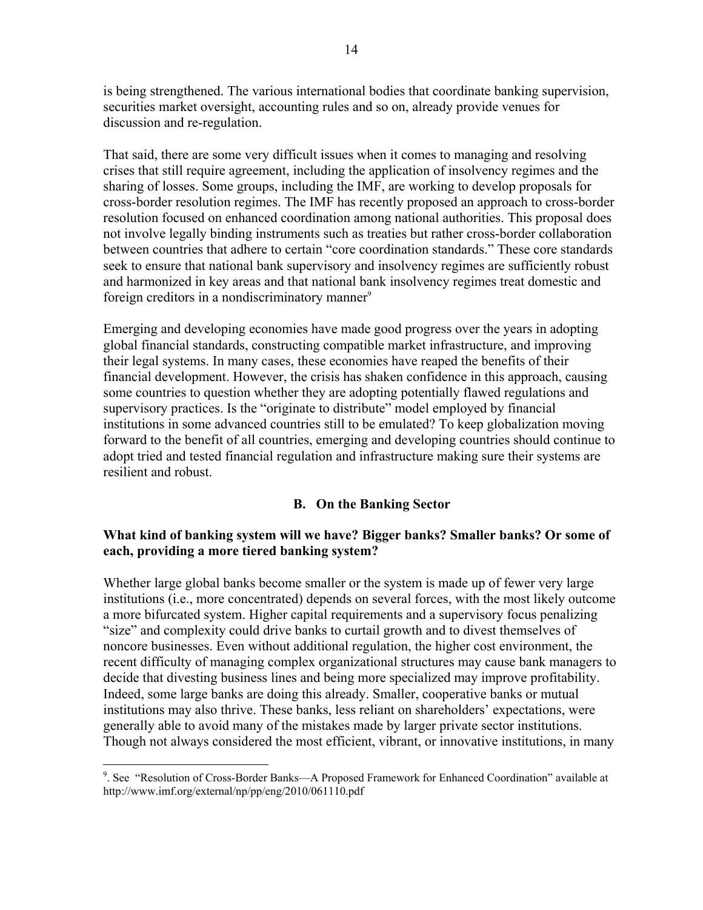is being strengthened. The various international bodies that coordinate banking supervision, securities market oversight, accounting rules and so on, already provide venues for discussion and re-regulation.

That said, there are some very difficult issues when it comes to managing and resolving crises that still require agreement, including the application of insolvency regimes and the sharing of losses. Some groups, including the IMF, are working to develop proposals for cross-border resolution regimes. The IMF has recently proposed an approach to cross-border resolution focused on enhanced coordination among national authorities. This proposal does not involve legally binding instruments such as treaties but rather cross-border collaboration between countries that adhere to certain "core coordination standards." These core standards seek to ensure that national bank supervisory and insolvency regimes are sufficiently robust and harmonized in key areas and that national bank insolvency regimes treat domestic and foreign creditors in a nondiscriminatory manner[9]

Emerging and developing economies have made good progress over the years in adopting global financial standards, constructing compatible market infrastructure, and improving their legal systems. In many cases, these economies have reaped the benefits of their financial development. However, the crisis has shaken confidence in this approach, causing some countries to question whether they are adopting potentially flawed regulations and supervisory practices. Is the "originate to distribute" model employed by financial institutions in some advanced countries still to be emulated? To keep globalization moving forward to the benefit of all countries, emerging and developing countries should continue to adopt tried and tested financial regulation and infrastructure making sure their systems are resilient and robust.

## B. On the Banking Sector

**What kind of banking system will we have? Bigger banks? Smaller banks? Or some of each, providing a more tiered banking system?**

Whether large global banks become smaller or the system is made up of fewer very large institutions (i.e., more concentrated) depends on several forces, with the most likely outcome a more bifurcated system. Higher capital requirements and a supervisory focus penalizing "size" and complexity could drive banks to curtail growth and to divest themselves of noncore businesses. Even without additional regulation, the higher cost environment, the recent difficulty of managing complex organizational structures may cause bank managers to decide that divesting business lines and being more specialized may improve profitability. Indeed, some large banks are doing this already. Smaller, cooperative banks or mutual institutions may also thrive. These banks, less reliant on shareholders' expectations, were generally able to avoid many of the mistakes made by larger private sector institutions. Though not always considered the most efficient, vibrant, or innovative institutions, in many

---

[9]. See "Resolution of Cross-Border Banks—A Proposed Framework for Enhanced Coordination" available at http://www.imf.org/external/np/pp/eng/2010/061110.pdf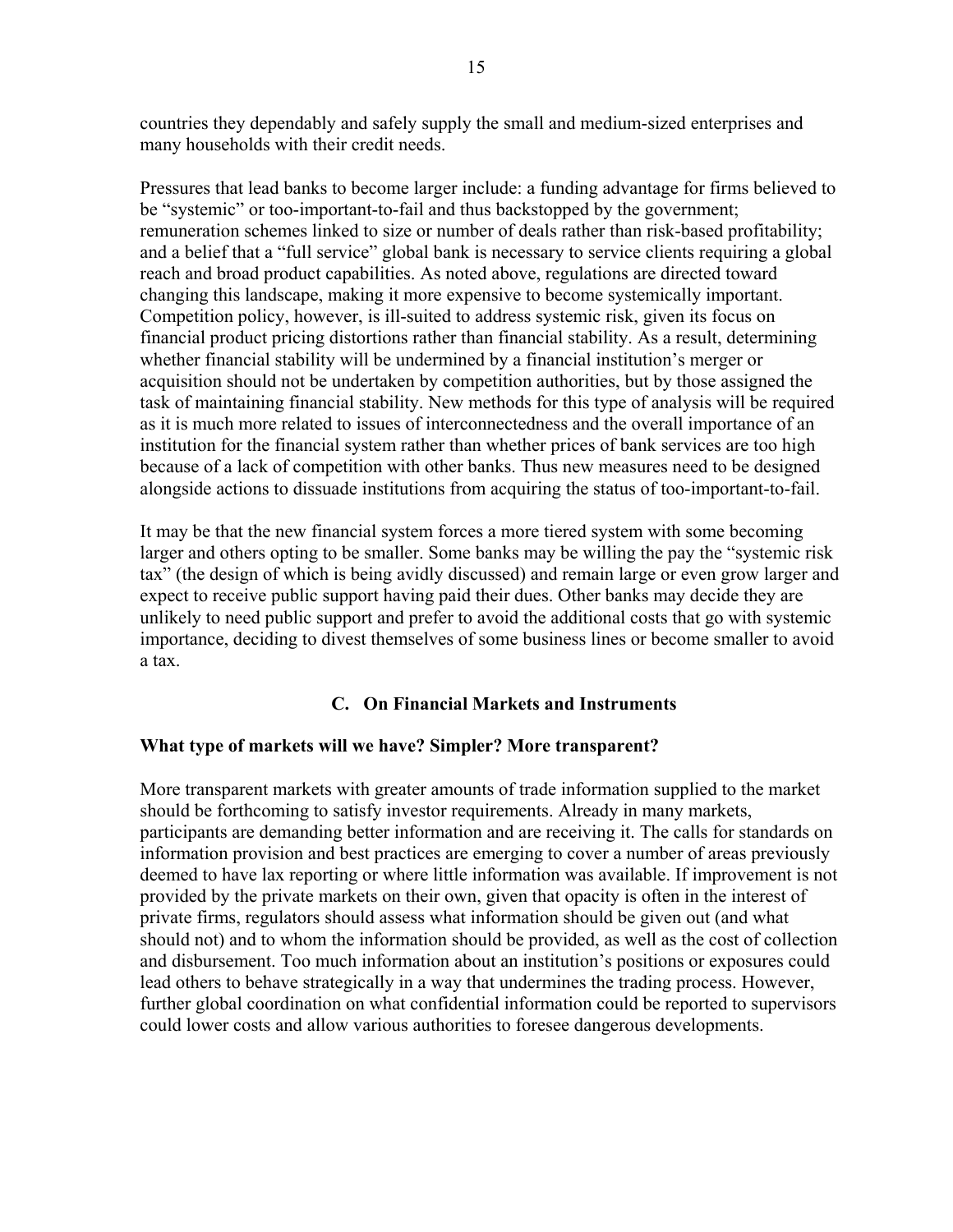countries they dependably and safely supply the small and medium-sized enterprises and many households with their credit needs.

Pressures that lead banks to become larger include: a funding advantage for firms believed to be "systemic" or too-important-to-fail and thus backstopped by the government; remuneration schemes linked to size or number of deals rather than risk-based profitability; and a belief that a "full service" global bank is necessary to service clients requiring a global reach and broad product capabilities. As noted above, regulations are directed toward changing this landscape, making it more expensive to become systemically important. Competition policy, however, is ill-suited to address systemic risk, given its focus on financial product pricing distortions rather than financial stability. As a result, determining whether financial stability will be undermined by a financial institution's merger or acquisition should not be undertaken by competition authorities, but by those assigned the task of maintaining financial stability. New methods for this type of analysis will be required as it is much more related to issues of interconnectedness and the overall importance of an institution for the financial system rather than whether prices of bank services are too high because of a lack of competition with other banks. Thus new measures need to be designed alongside actions to dissuade institutions from acquiring the status of too-important-to-fail.

It may be that the new financial system forces a more tiered system with some becoming larger and others opting to be smaller. Some banks may be willing the pay the "systemic risk tax" (the design of which is being avidly discussed) and remain large or even grow larger and expect to receive public support having paid their dues. Other banks may decide they are unlikely to need public support and prefer to avoid the additional costs that go with systemic importance, deciding to divest themselves of some business lines or become smaller to avoid a tax.

## C. On Financial Markets and Instruments

**What type of markets will we have? Simpler? More transparent?**

More transparent markets with greater amounts of trade information supplied to the market should be forthcoming to satisfy investor requirements. Already in many markets, participants are demanding better information and are receiving it. The calls for standards on information provision and best practices are emerging to cover a number of areas previously deemed to have lax reporting or where little information was available. If improvement is not provided by the private markets on their own, given that opacity is often in the interest of private firms, regulators should assess what information should be given out (and what should not) and to whom the information should be provided, as well as the cost of collection and disbursement. Too much information about an institution's positions or exposures could lead others to behave strategically in a way that undermines the trading process. However, further global coordination on what confidential information could be reported to supervisors could lower costs and allow various authorities to foresee dangerous developments.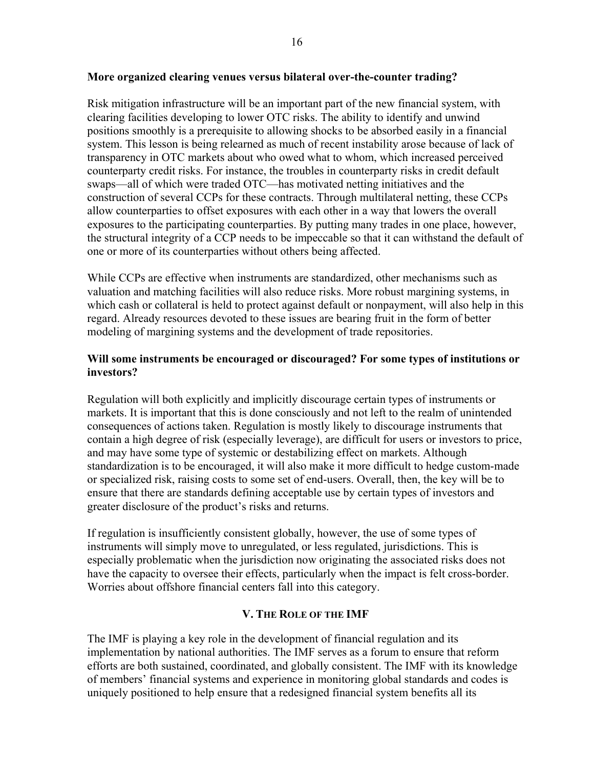**More organized clearing venues versus bilateral over-the-counter trading?**

Risk mitigation infrastructure will be an important part of the new financial system, with clearing facilities developing to lower OTC risks. The ability to identify and unwind positions smoothly is a prerequisite to allowing shocks to be absorbed easily in a financial system. This lesson is being relearned as much of recent instability arose because of lack of transparency in OTC markets about who owed what to whom, which increased perceived counterparty credit risks. For instance, the troubles in counterparty risks in credit default swaps—all of which were traded OTC—has motivated netting initiatives and the construction of several CCPs for these contracts. Through multilateral netting, these CCPs allow counterparties to offset exposures with each other in a way that lowers the overall exposures to the participating counterparties. By putting many trades in one place, however, the structural integrity of a CCP needs to be impeccable so that it can withstand the default of one or more of its counterparties without others being affected.

While CCPs are effective when instruments are standardized, other mechanisms such as valuation and matching facilities will also reduce risks. More robust margining systems, in which cash or collateral is held to protect against default or nonpayment, will also help in this regard. Already resources devoted to these issues are bearing fruit in the form of better modeling of margining systems and the development of trade repositories.

**Will some instruments be encouraged or discouraged? For some types of institutions or investors?**

Regulation will both explicitly and implicitly discourage certain types of instruments or markets. It is important that this is done consciously and not left to the realm of unintended consequences of actions taken. Regulation is mostly likely to discourage instruments that contain a high degree of risk (especially leverage), are difficult for users or investors to price, and may have some type of systemic or destabilizing effect on markets. Although standardization is to be encouraged, it will also make it more difficult to hedge custom-made or specialized risk, raising costs to some set of end-users. Overall, then, the key will be to ensure that there are standards defining acceptable use by certain types of investors and greater disclosure of the product's risks and returns.

If regulation is insufficiently consistent globally, however, the use of some types of instruments will simply move to unregulated, or less regulated, jurisdictions. This is especially problematic when the jurisdiction now originating the associated risks does not have the capacity to oversee their effects, particularly when the impact is felt cross-border. Worries about offshore financial centers fall into this category.

## V. The Role of the IMF

The IMF is playing a key role in the development of financial regulation and its implementation by national authorities. The IMF serves as a forum to ensure that reform efforts are both sustained, coordinated, and globally consistent. The IMF with its knowledge of members' financial systems and experience in monitoring global standards and codes is uniquely positioned to help ensure that a redesigned financial system benefits all its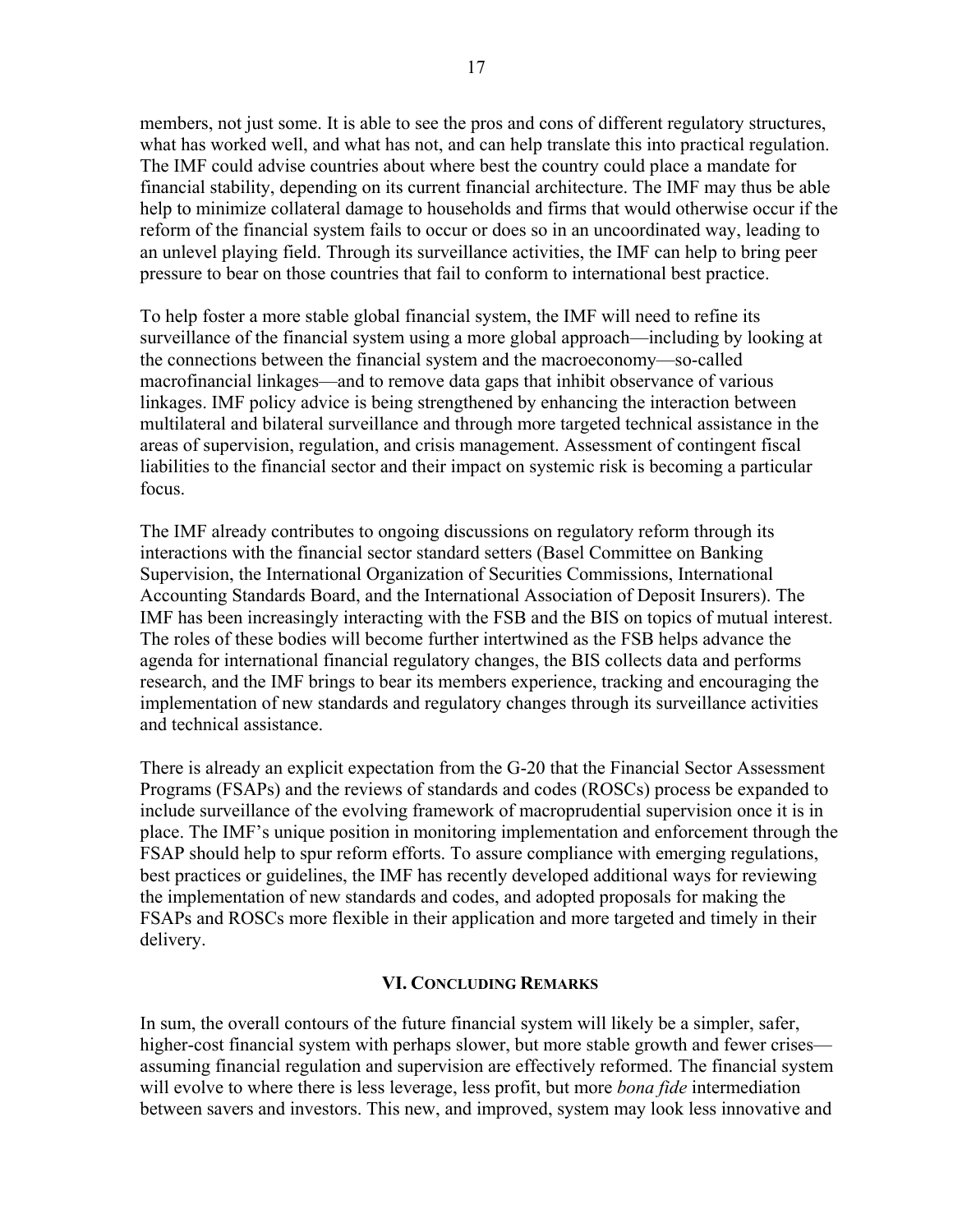members, not just some. It is able to see the pros and cons of different regulatory structures, what has worked well, and what has not, and can help translate this into practical regulation. The IMF could advise countries about where best the country could place a mandate for financial stability, depending on its current financial architecture. The IMF may thus be able help to minimize collateral damage to households and firms that would otherwise occur if the reform of the financial system fails to occur or does so in an uncoordinated way, leading to an unlevel playing field. Through its surveillance activities, the IMF can help to bring peer pressure to bear on those countries that fail to conform to international best practice.

To help foster a more stable global financial system, the IMF will need to refine its surveillance of the financial system using a more global approach—including by looking at the connections between the financial system and the macroeconomy—so-called macrofinancial linkages—and to remove data gaps that inhibit observance of various linkages. IMF policy advice is being strengthened by enhancing the interaction between multilateral and bilateral surveillance and through more targeted technical assistance in the areas of supervision, regulation, and crisis management. Assessment of contingent fiscal liabilities to the financial sector and their impact on systemic risk is becoming a particular focus.

The IMF already contributes to ongoing discussions on regulatory reform through its interactions with the financial sector standard setters (Basel Committee on Banking Supervision, the International Organization of Securities Commissions, International Accounting Standards Board, and the International Association of Deposit Insurers). The IMF has been increasingly interacting with the FSB and the BIS on topics of mutual interest. The roles of these bodies will become further intertwined as the FSB helps advance the agenda for international financial regulatory changes, the BIS collects data and performs research, and the IMF brings to bear its members experience, tracking and encouraging the implementation of new standards and regulatory changes through its surveillance activities and technical assistance.

There is already an explicit expectation from the G-20 that the Financial Sector Assessment Programs (FSAPs) and the reviews of standards and codes (ROSCs) process be expanded to include surveillance of the evolving framework of macroprudential supervision once it is in place. The IMF's unique position in monitoring implementation and enforcement through the FSAP should help to spur reform efforts. To assure compliance with emerging regulations, best practices or guidelines, the IMF has recently developed additional ways for reviewing the implementation of new standards and codes, and adopted proposals for making the FSAPs and ROSCs more flexible in their application and more targeted and timely in their delivery.

## VI. Concluding Remarks

In sum, the overall contours of the future financial system will likely be a simpler, safer, higher-cost financial system with perhaps slower, but more stable growth and fewer crises—assuming financial regulation and supervision are effectively reformed. The financial system will evolve to where there is less leverage, less profit, but more *bona fide* intermediation between savers and investors. This new, and improved, system may look less innovative and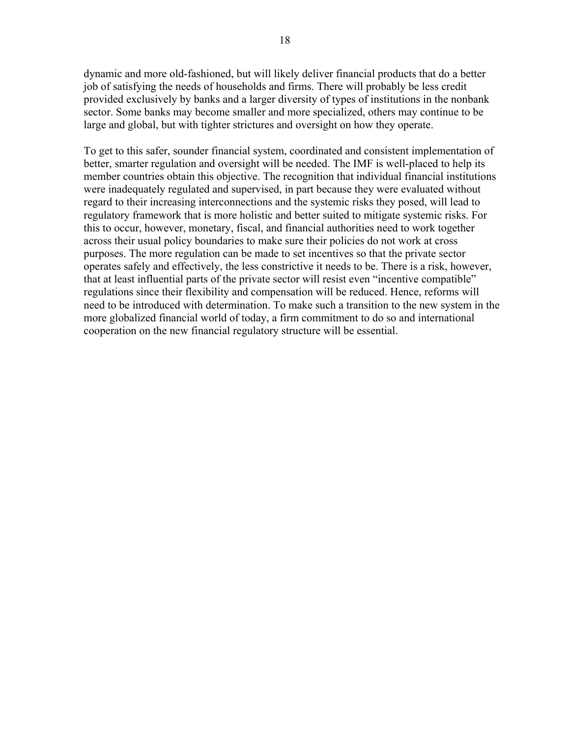dynamic and more old-fashioned, but will likely deliver financial products that do a better job of satisfying the needs of households and firms. There will probably be less credit provided exclusively by banks and a larger diversity of types of institutions in the nonbank sector. Some banks may become smaller and more specialized, others may continue to be large and global, but with tighter strictures and oversight on how they operate.

To get to this safer, sounder financial system, coordinated and consistent implementation of better, smarter regulation and oversight will be needed. The IMF is well-placed to help its member countries obtain this objective. The recognition that individual financial institutions were inadequately regulated and supervised, in part because they were evaluated without regard to their increasing interconnections and the systemic risks they posed, will lead to regulatory framework that is more holistic and better suited to mitigate systemic risks. For this to occur, however, monetary, fiscal, and financial authorities need to work together across their usual policy boundaries to make sure their policies do not work at cross purposes. The more regulation can be made to set incentives so that the private sector operates safely and effectively, the less constrictive it needs to be. There is a risk, however, that at least influential parts of the private sector will resist even "incentive compatible" regulations since their flexibility and compensation will be reduced. Hence, reforms will need to be introduced with determination. To make such a transition to the new system in the more globalized financial world of today, a firm commitment to do so and international cooperation on the new financial regulatory structure will be essential.